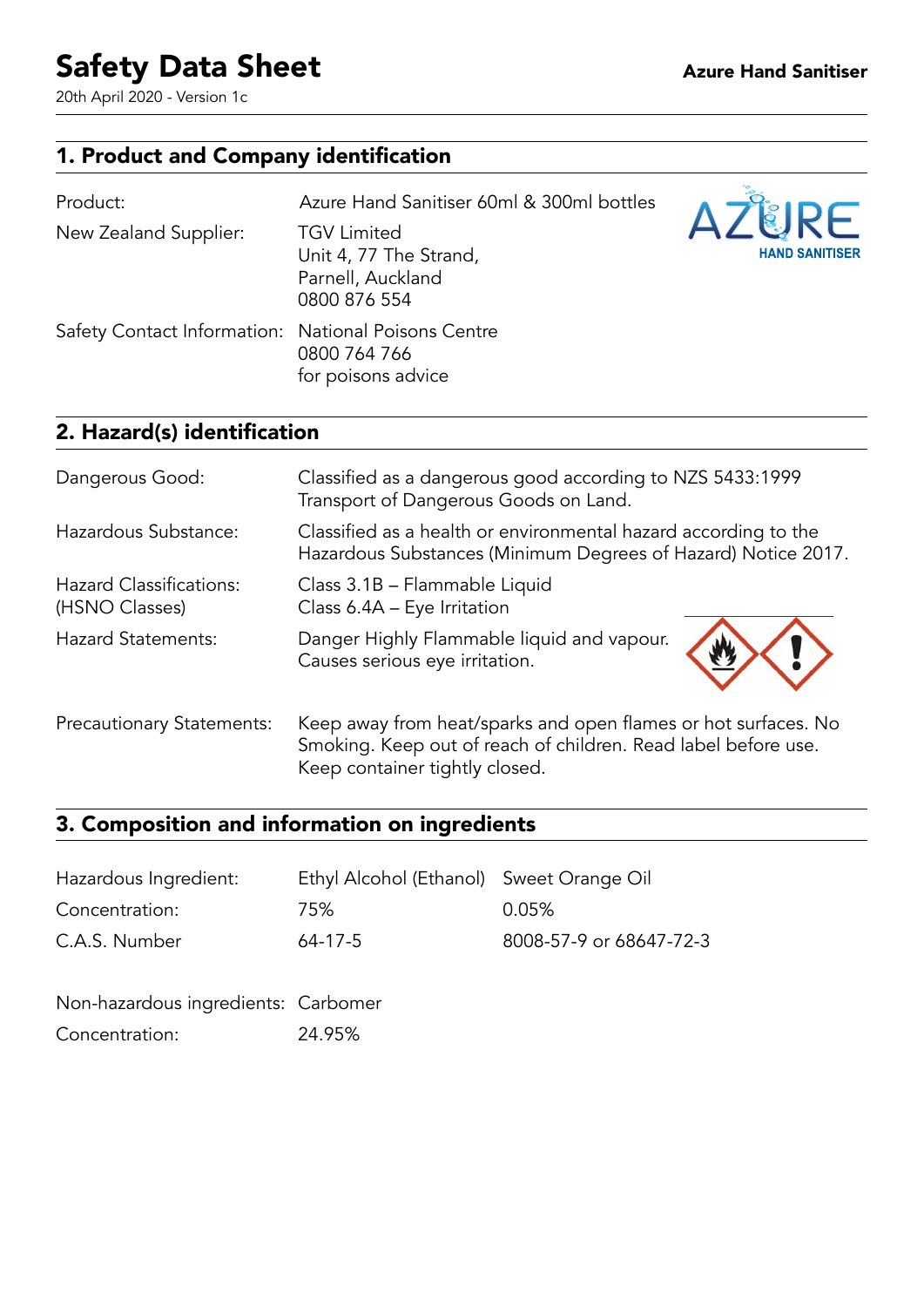# Safety Data Sheet

20th April 2020 - Version 1c

**Azure Hand Sanitiser**

## 1. Product and Company identification

| | |
|---|---|
| Product: | Azure Hand Sanitiser 60ml & 300ml bottles |
| New Zealand Supplier: | TGV Limited<br>Unit 4, 77 The Strand,<br>Parnell, Auckland<br>0800 876 554 |
| Safety Contact Information: | National Poisons Centre<br>0800 764 766<br>for poisons advice |

## 2. Hazard(s) identification

| | |
|---|---|
| Dangerous Good: | Classified as a dangerous good according to NZS 5433:1999 Transport of Dangerous Goods on Land. |
| Hazardous Substance: | Classified as a health or environmental hazard according to the Hazardous Substances (Minimum Degrees of Hazard) Notice 2017. |
| Hazard Classifications: (HSNO Classes) | Class 3.1B – Flammable Liquid<br>Class 6.4A – Eye Irritation |
| Hazard Statements: | Danger Highly Flammable liquid and vapour.<br>Causes serious eye irritation. |
| Precautionary Statements: | Keep away from heat/sparks and open flames or hot surfaces. No Smoking. Keep out of reach of children. Read label before use. Keep container tightly closed. |

## 3. Composition and information on ingredients

| Hazardous Ingredient: | Ethyl Alcohol (Ethanol) | Sweet Orange Oil |
|---|---|---|
| Concentration: | 75% | 0.05% |
| C.A.S. Number | 64-17-5 | 8008-57-9 or 68647-72-3 |

| Non-hazardous ingredients: | Carbomer |
|---|---|
| Concentration: | 24.95% |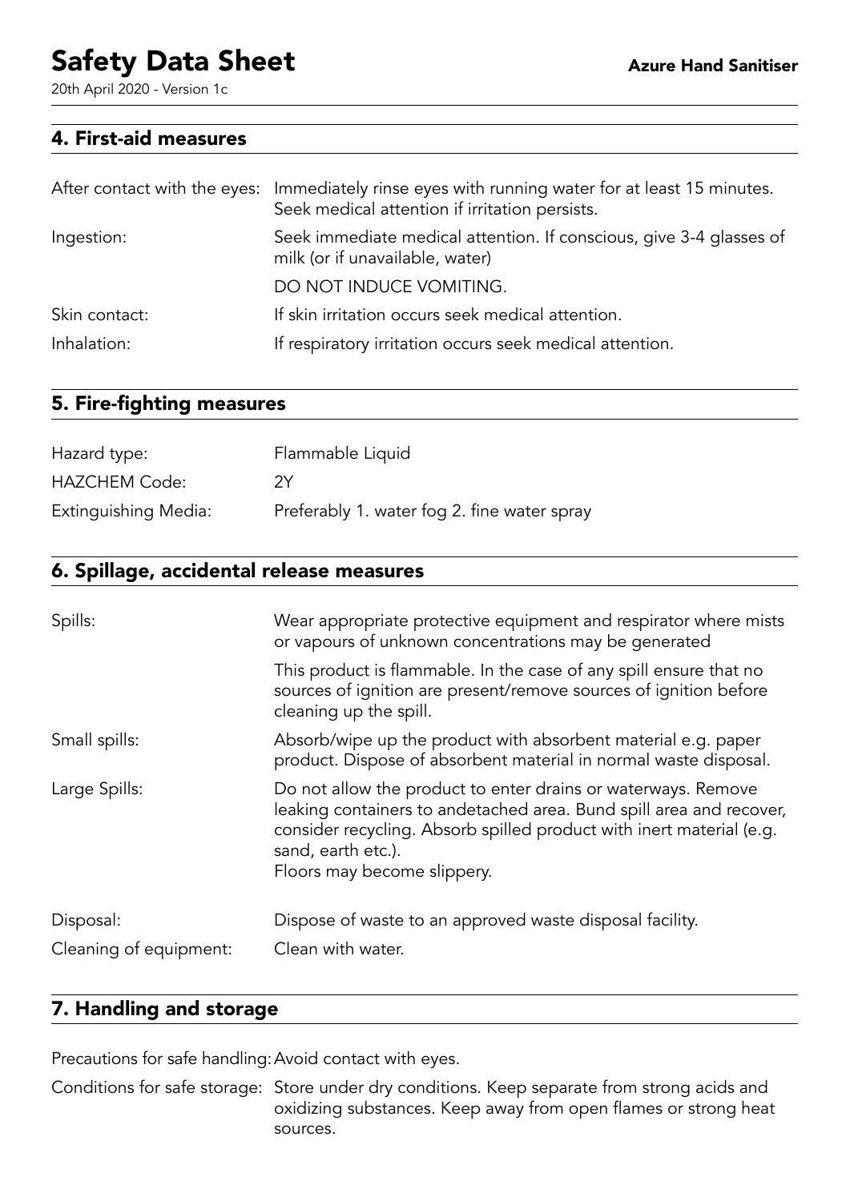## 4. First-aid measures

| | |
|---|---|
| After contact with the eyes: | Immediately rinse eyes with running water for at least 15 minutes. Seek medical attention if irritation persists. |
| Ingestion: | Seek immediate medical attention. If conscious, give 3-4 glasses of milk (or if unavailable, water) |
| | DO NOT INDUCE VOMITING. |
| Skin contact: | If skin irritation occurs seek medical attention. |
| Inhalation: | If respiratory irritation occurs seek medical attention. |

## 5. Fire-fighting measures

| | |
|---|---|
| Hazard type: | Flammable Liquid |
| HAZCHEM Code: | 2Y |
| Extinguishing Media: | Preferably 1. water fog 2. fine water spray |

## 6. Spillage, accidental release measures

| | |
|---|---|
| Spills: | Wear appropriate protective equipment and respirator where mists or vapours of unknown concentrations may be generated |
| | This product is flammable. In the case of any spill ensure that no sources of ignition are present/remove sources of ignition before cleaning up the spill. |
| Small spills: | Absorb/wipe up the product with absorbent material e.g. paper product. Dispose of absorbent material in normal waste disposal. |
| Large Spills: | Do not allow the product to enter drains or waterways. Remove leaking containers to andetached area. Bund spill area and recover, consider recycling. Absorb spilled product with inert material (e.g. sand, earth etc.). Floors may become slippery. |
| Disposal: | Dispose of waste to an approved waste disposal facility. |
| Cleaning of equipment: | Clean with water. |

## 7. Handling and storage

| | |
|---|---|
| Precautions for safe handling: | Avoid contact with eyes. |
| Conditions for safe storage: | Store under dry conditions. Keep separate from strong acids and oxidizing substances. Keep away from open flames or strong heat sources. |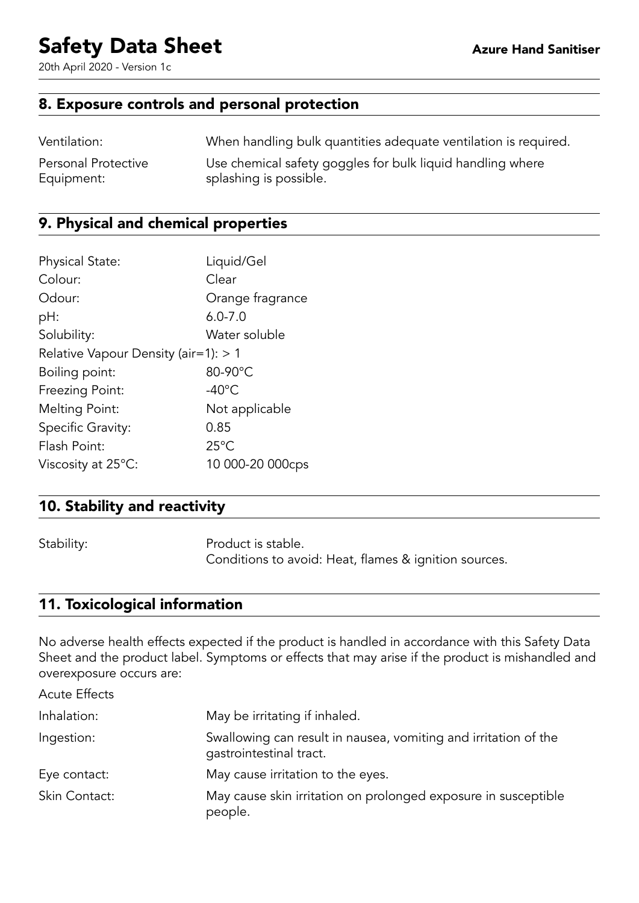## 8. Exposure controls and personal protection

| | |
|---|---|
| Ventilation: | When handling bulk quantities adequate ventilation is required. |
| Personal Protective Equipment: | Use chemical safety goggles for bulk liquid handling where splashing is possible. |

## 9. Physical and chemical properties

| | |
|---|---|
| Physical State: | Liquid/Gel |
| Colour: | Clear |
| Odour: | Orange fragrance |
| pH: | 6.0-7.0 |
| Solubility: | Water soluble |
| Relative Vapour Density (air=1): | > 1 |
| Boiling point: | 80-90°C |
| Freezing Point: | -40°C |
| Melting Point: | Not applicable |
| Specific Gravity: | 0.85 |
| Flash Point: | 25°C |
| Viscosity at 25°C: | 10 000-20 000cps |

## 10. Stability and reactivity

| | |
|---|---|
| Stability: | Product is stable.<br>Conditions to avoid: Heat, flames & ignition sources. |

## 11. Toxicological information

No adverse health effects expected if the product is handled in accordance with this Safety Data Sheet and the product label. Symptoms or effects that may arise if the product is mishandled and overexposure occurs are:

Acute Effects

| | |
|---|---|
| Inhalation: | May be irritating if inhaled. |
| Ingestion: | Swallowing can result in nausea, vomiting and irritation of the gastrointestinal tract. |
| Eye contact: | May cause irritation to the eyes. |
| Skin Contact: | May cause skin irritation on prolonged exposure in susceptible people. |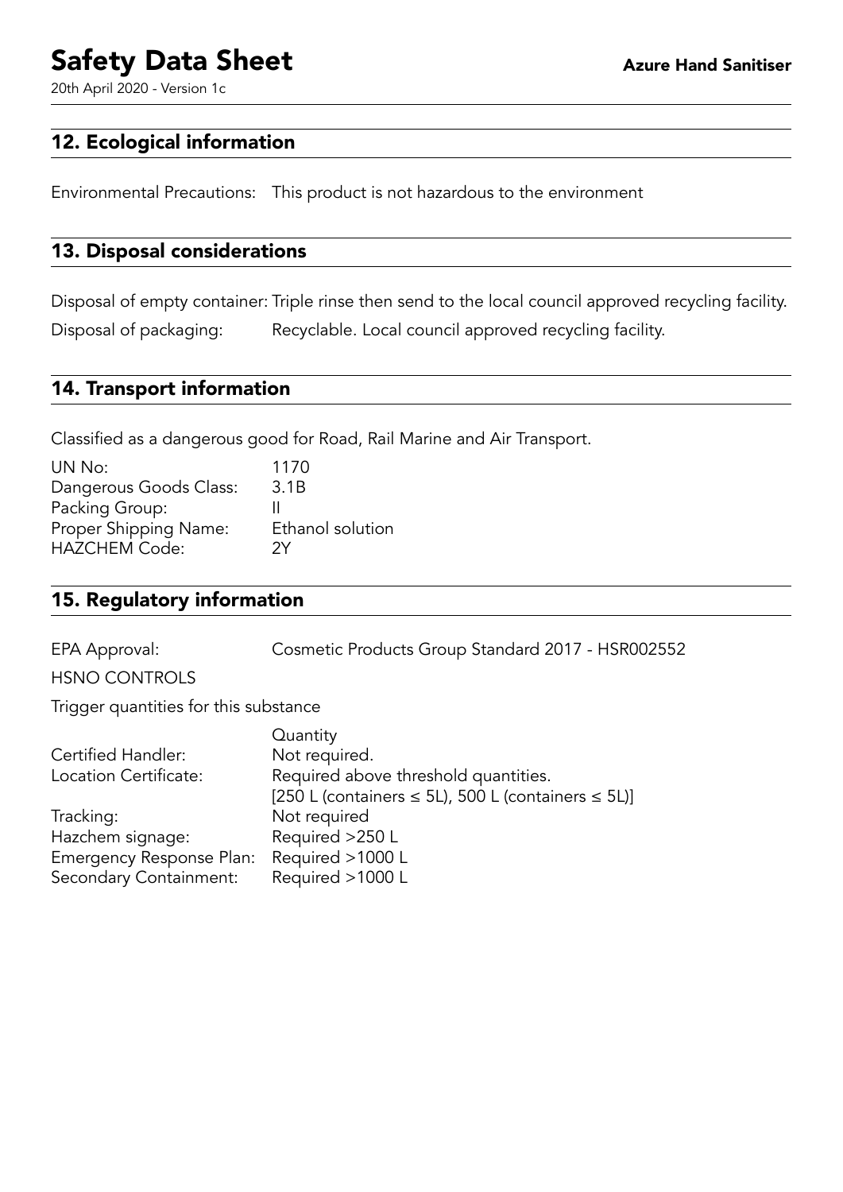## 12. Ecological information

Environmental Precautions: This product is not hazardous to the environment

## 13. Disposal considerations

Disposal of empty container: Triple rinse then send to the local council approved recycling facility.

Disposal of packaging: Recyclable. Local council approved recycling facility.

## 14. Transport information

Classified as a dangerous good for Road, Rail Marine and Air Transport.

| | |
|---|---|
| UN No: | 1170 |
| Dangerous Goods Class: | 3.1B |
| Packing Group: | II |
| Proper Shipping Name: | Ethanol solution |
| HAZCHEM Code: | 2Y |

## 15. Regulatory information

EPA Approval: Cosmetic Products Group Standard 2017 - HSR002552

HSNO CONTROLS

Trigger quantities for this substance

| | Quantity |
|---|---|
| Certified Handler: | Not required. |
| Location Certificate: | Required above threshold quantities. [250 L (containers ≤ 5L), 500 L (containers ≤ 5L)] |
| Tracking: | Not required |
| Hazchem signage: | Required >250 L |
| Emergency Response Plan: | Required >1000 L |
| Secondary Containment: | Required >1000 L |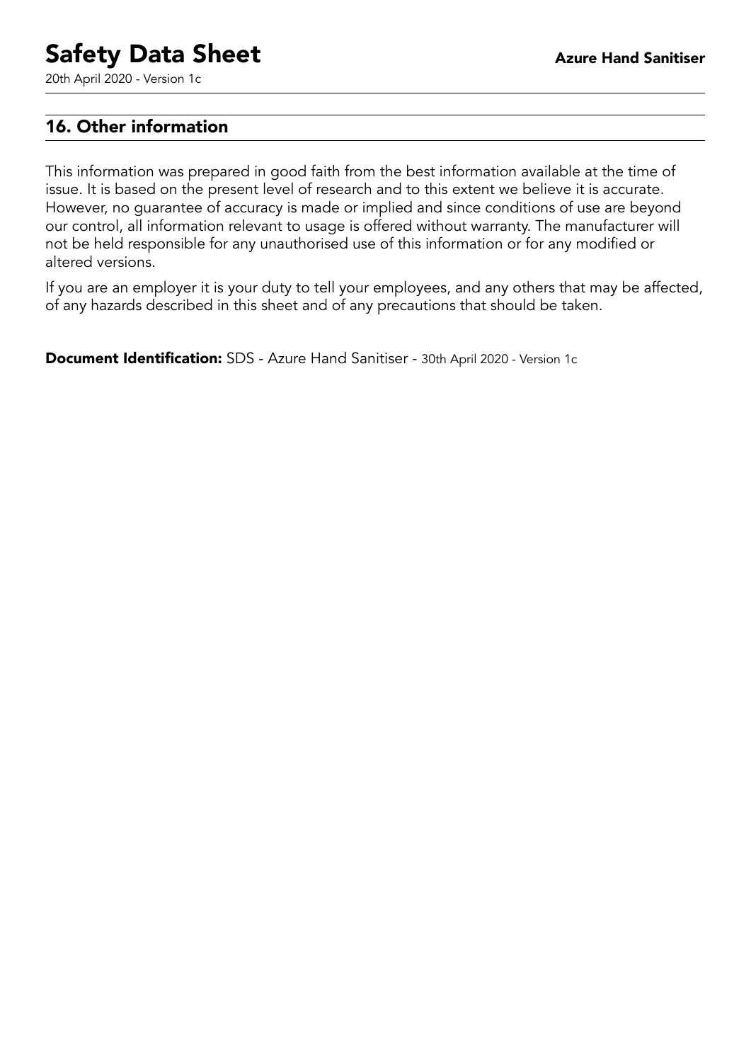## 16. Other information

This information was prepared in good faith from the best information available at the time of issue. It is based on the present level of research and to this extent we believe it is accurate. However, no guarantee of accuracy is made or implied and since conditions of use are beyond our control, all information relevant to usage is offered without warranty. The manufacturer will not be held responsible for any unauthorised use of this information or for any modified or altered versions.

If you are an employer it is your duty to tell your employees, and any others that may be affected, of any hazards described in this sheet and of any precautions that should be taken.

**Document Identification:** SDS - Azure Hand Sanitiser - 30th April 2020 - Version 1c